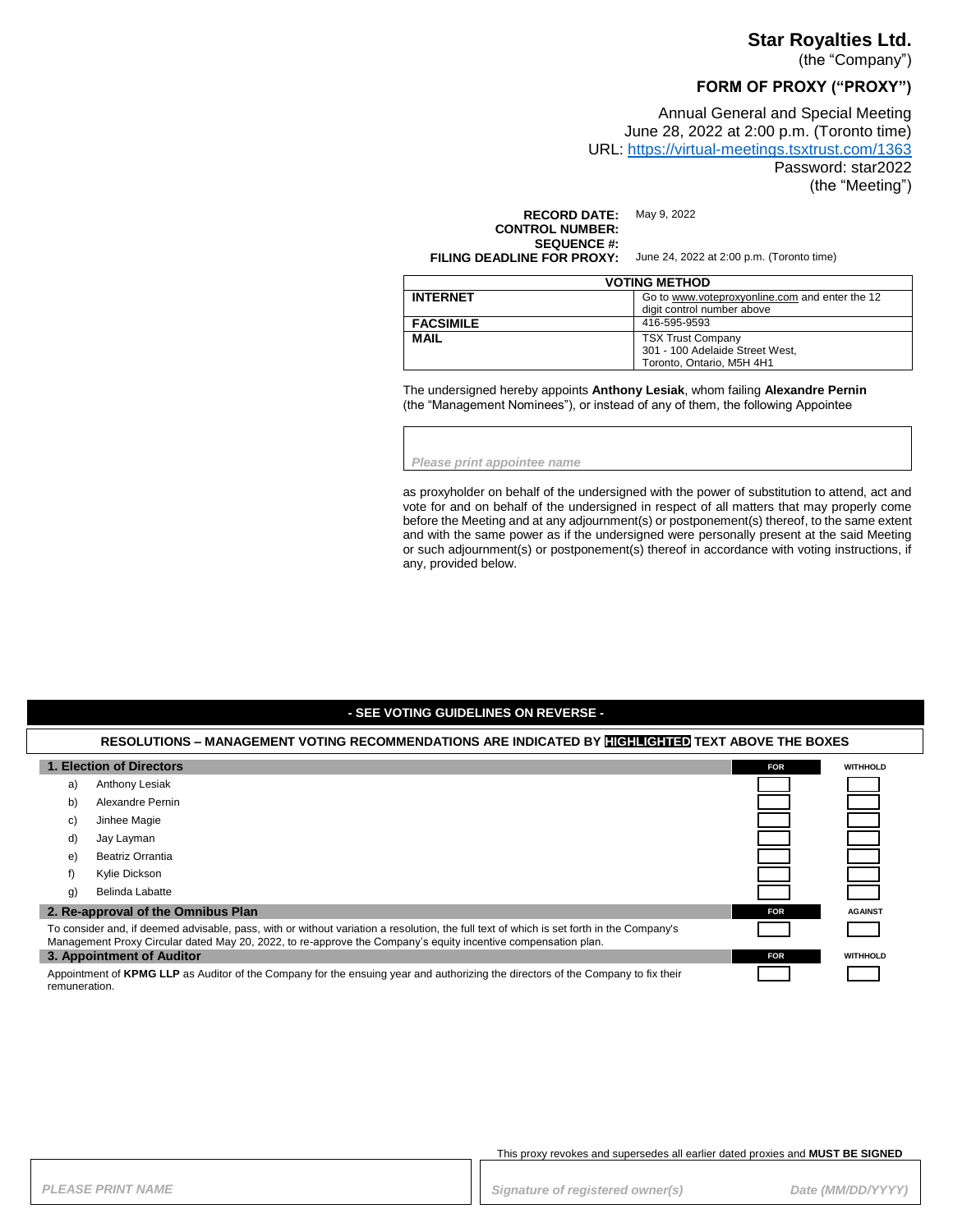# Star Royalties Ltd.

(the "Company")

## FORM OF PROXY ("PROXY")

Annual General and Special Meeting
June 28, 2022 at 2:00 p.m. (Toronto time)
URL: https://virtual-meetings.tsxtrust.com/1363
Password: star2022
(the "Meeting")

**RECORD DATE:** May 9, 2022
**CONTROL NUMBER:**
**SEQUENCE #:**
**FILING DEADLINE FOR PROXY:** June 24, 2022 at 2:00 p.m. (Toronto time)

| VOTING METHOD | |
|---|---|
| **INTERNET** | Go to www.voteproxyonline.com and enter the 12 digit control number above |
| **FACSIMILE** | 416-595-9593 |
| **MAIL** | TSX Trust Company<br>301 - 100 Adelaide Street West,<br>Toronto, Ontario, M5H 4H1 |

The undersigned hereby appoints **Anthony Lesiak**, whom failing **Alexandre Pernin** (the "Management Nominees"), or instead of any of them, the following Appointee

*Please print appointee name*

as proxyholder on behalf of the undersigned with the power of substitution to attend, act and vote for and on behalf of the undersigned in respect of all matters that may properly come before the Meeting and at any adjournment(s) or postponement(s) thereof, to the same extent and with the same power as if the undersigned were personally present at the said Meeting or such adjournment(s) or postponement(s) thereof in accordance with voting instructions, if any, provided below.

**- SEE VOTING GUIDELINES ON REVERSE -**

**RESOLUTIONS – MANAGEMENT VOTING RECOMMENDATIONS ARE INDICATED BY HIGHLIGHTED TEXT ABOVE THE BOXES**

| 1. Election of Directors | FOR | WITHHOLD |
|---|---|---|
| a) Anthony Lesiak | ☐ | ☐ |
| b) Alexandre Pernin | ☐ | ☐ |
| c) Jinhee Magie | ☐ | ☐ |
| d) Jay Layman | ☐ | ☐ |
| e) Beatriz Orrantia | ☐ | ☐ |
| f) Kylie Dickson | ☐ | ☐ |
| g) Belinda Labatte | ☐ | ☐ |

| 2. Re-approval of the Omnibus Plan | FOR | AGAINST |
|---|---|---|
| To consider and, if deemed advisable, pass, with or without variation a resolution, the full text of which is set forth in the Company's Management Proxy Circular dated May 20, 2022, to re-approve the Company's equity incentive compensation plan. | ☐ | ☐ |

| 3. Appointment of Auditor | FOR | WITHHOLD |
|---|---|---|
| Appointment of **KPMG LLP** as Auditor of the Company for the ensuing year and authorizing the directors of the Company to fix their remuneration. | ☐ | ☐ |

This proxy revokes and supersedes all earlier dated proxies and **MUST BE SIGNED**

| *PLEASE PRINT NAME* | *Signature of registered owner(s)* | *Date (MM/DD/YYYY)* |
|---|---|---|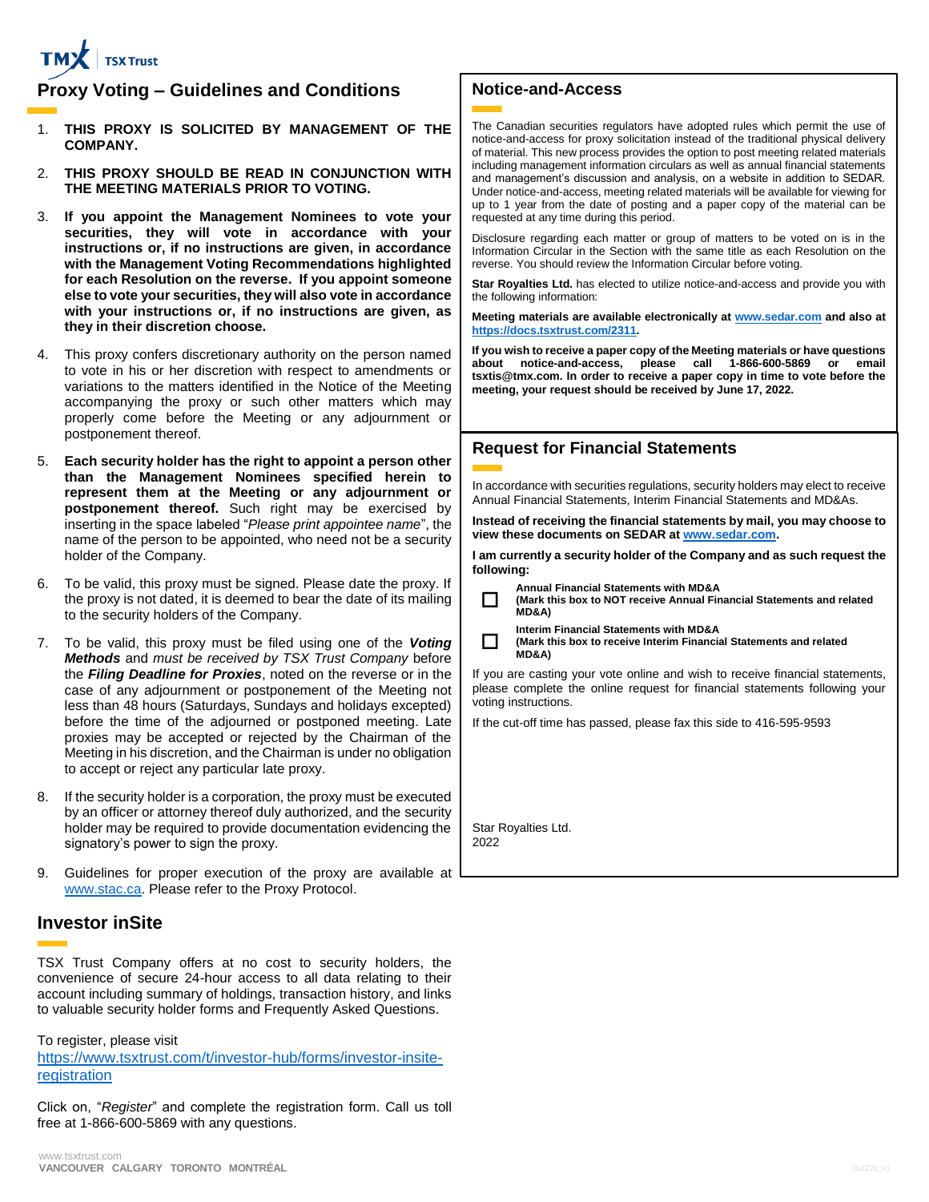# Proxy Voting – Guidelines and Conditions

1. **THIS PROXY IS SOLICITED BY MANAGEMENT OF THE COMPANY.**
2. **THIS PROXY SHOULD BE READ IN CONJUNCTION WITH THE MEETING MATERIALS PRIOR TO VOTING.**
3. **If you appoint the Management Nominees to vote your securities, they will vote in accordance with your instructions or, if no instructions are given, in accordance with the Management Voting Recommendations highlighted for each Resolution on the reverse. If you appoint someone else to vote your securities, they will also vote in accordance with your instructions or, if no instructions are given, as they in their discretion choose.**
4. This proxy confers discretionary authority on the person named to vote in his or her discretion with respect to amendments or variations to the matters identified in the Notice of the Meeting accompanying the proxy or such other matters which may properly come before the Meeting or any adjournment or postponement thereof.
5. **Each security holder has the right to appoint a person other than the Management Nominees specified herein to represent them at the Meeting or any adjournment or postponement thereof.** Such right may be exercised by inserting in the space labeled "*Please print appointee name*", the name of the person to be appointed, who need not be a security holder of the Company.
6. To be valid, this proxy must be signed. Please date the proxy. If the proxy is not dated, it is deemed to bear the date of its mailing to the security holders of the Company.
7. To be valid, this proxy must be filed using one of the ***Voting Methods*** and *must be received by TSX Trust Company* before the ***Filing Deadline for Proxies***, noted on the reverse or in the case of any adjournment or postponement of the Meeting not less than 48 hours (Saturdays, Sundays and holidays excepted) before the time of the adjourned or postponed meeting. Late proxies may be accepted or rejected by the Chairman of the Meeting in his discretion, and the Chairman is under no obligation to accept or reject any particular late proxy.
8. If the security holder is a corporation, the proxy must be executed by an officer or attorney thereof duly authorized, and the security holder may be required to provide documentation evidencing the signatory's power to sign the proxy.
9. Guidelines for proper execution of the proxy are available at www.stac.ca. Please refer to the Proxy Protocol.

## Investor inSite

TSX Trust Company offers at no cost to security holders, the convenience of secure 24-hour access to all data relating to their account including summary of holdings, transaction history, and links to valuable security holder forms and Frequently Asked Questions.

To register, please visit
https://www.tsxtrust.com/t/investor-hub/forms/investor-insite-registration

Click on, "*Register*" and complete the registration form. Call us toll free at 1-866-600-5869 with any questions.

## Notice-and-Access

The Canadian securities regulators have adopted rules which permit the use of notice-and-access for proxy solicitation instead of the traditional physical delivery of material. This new process provides the option to post meeting related materials including management information circulars as well as annual financial statements and management's discussion and analysis, on a website in addition to SEDAR. Under notice-and-access, meeting related materials will be available for viewing for up to 1 year from the date of posting and a paper copy of the material can be requested at any time during this period.

Disclosure regarding each matter or group of matters to be voted on is in the Information Circular in the Section with the same title as each Resolution on the reverse. You should review the Information Circular before voting.

**Star Royalties Ltd.** has elected to utilize notice-and-access and provide you with the following information:

**Meeting materials are available electronically at www.sedar.com and also at https://docs.tsxtrust.com/2311.**

**If you wish to receive a paper copy of the Meeting materials or have questions about notice-and-access, please call 1-866-600-5869 or email tsxtis@tmx.com. In order to receive a paper copy in time to vote before the meeting, your request should be received by June 17, 2022.**

## Request for Financial Statements

In accordance with securities regulations, security holders may elect to receive Annual Financial Statements, Interim Financial Statements and MD&As.

**Instead of receiving the financial statements by mail, you may choose to view these documents on SEDAR at www.sedar.com.**

**I am currently a security holder of the Company and as such request the following:**

☐ **Annual Financial Statements with MD&A**
**(Mark this box to NOT receive Annual Financial Statements and related MD&A)**

☐ **Interim Financial Statements with MD&A**
**(Mark this box to receive Interim Financial Statements and related MD&A)**

If you are casting your vote online and wish to receive financial statements, please complete the online request for financial statements following your voting instructions.

If the cut-off time has passed, please fax this side to 416-595-9593

Star Royalties Ltd.
2022

www.tsxtrust.com
**VANCOUVER CALGARY TORONTO MONTRÉAL**